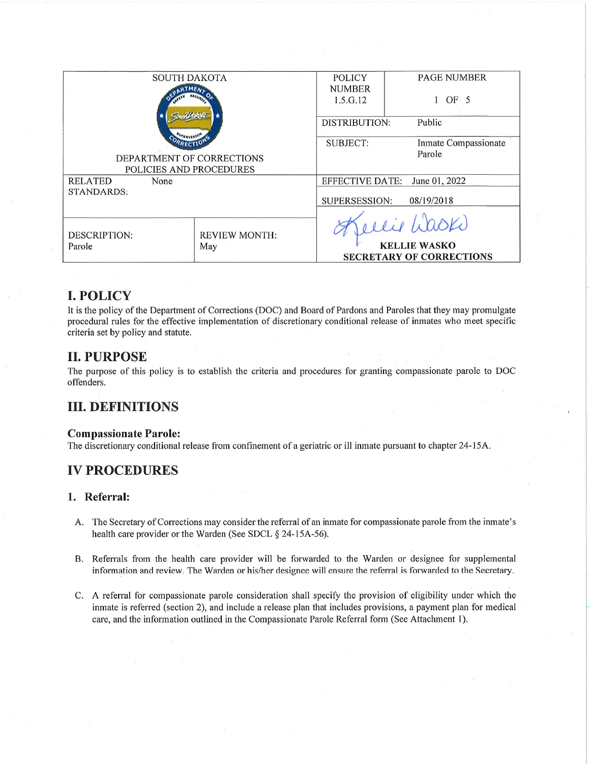| SOUTH DAKOTA DEPARTMENT OF CORRECTIONS POLICIES AND PROCEDURES | | POLICY NUMBER 1.5.G.12 | PAGE NUMBER 1 OF 5 |
|---|---|---|---|
| | | DISTRIBUTION: | Public |
| | | SUBJECT: | Inmate Compassionate Parole |
| RELATED STANDARDS: | None | EFFECTIVE DATE: | June 01, 2022 |
| | | SUPERSESSION: | 08/19/2018 |
| DESCRIPTION: Parole | REVIEW MONTH: May | KELLIE WASKO SECRETARY OF CORRECTIONS | |

# I. POLICY

It is the policy of the Department of Corrections (DOC) and Board of Pardons and Paroles that they may promulgate procedural rules for the effective implementation of discretionary conditional release of inmates who meet specific criteria set by policy and statute.

# II. PURPOSE

The purpose of this policy is to establish the criteria and procedures for granting compassionate parole to DOC offenders.

# III. DEFINITIONS

### Compassionate Parole:

The discretionary conditional release from confinement of a geriatric or ill inmate pursuant to chapter 24-15A.

# IV PROCEDURES

## 1. Referral:

A. The Secretary of Corrections may consider the referral of an inmate for compassionate parole from the inmate's health care provider or the Warden (See SDCL § 24-15A-56).

B. Referrals from the health care provider will be forwarded to the Warden or designee for supplemental information and review. The Warden or his/her designee will ensure the referral is forwarded to the Secretary.

C. A referral for compassionate parole consideration shall specify the provision of eligibility under which the inmate is referred (section 2), and include a release plan that includes provisions, a payment plan for medical care, and the information outlined in the Compassionate Parole Referral form (See Attachment 1).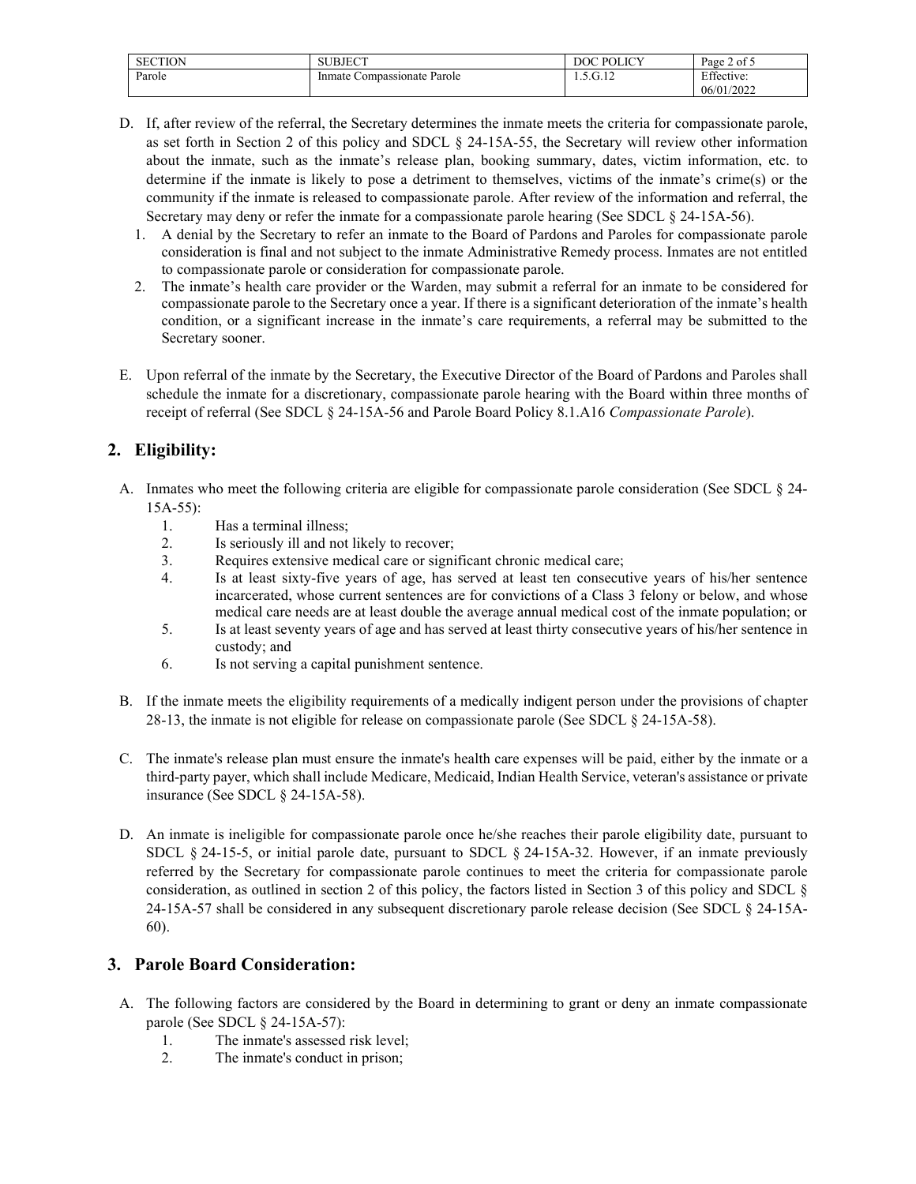D. If, after review of the referral, the Secretary determines the inmate meets the criteria for compassionate parole, as set forth in Section 2 of this policy and SDCL § 24-15A-55, the Secretary will review other information about the inmate, such as the inmate's release plan, booking summary, dates, victim information, etc. to determine if the inmate is likely to pose a detriment to themselves, victims of the inmate's crime(s) or the community if the inmate is released to compassionate parole. After review of the information and referral, the Secretary may deny or refer the inmate for a compassionate parole hearing (See SDCL § 24-15A-56).

1. A denial by the Secretary to refer an inmate to the Board of Pardons and Paroles for compassionate parole consideration is final and not subject to the inmate Administrative Remedy process. Inmates are not entitled to compassionate parole or consideration for compassionate parole.
2. The inmate's health care provider or the Warden, may submit a referral for an inmate to be considered for compassionate parole to the Secretary once a year. If there is a significant deterioration of the inmate's health condition, or a significant increase in the inmate's care requirements, a referral may be submitted to the Secretary sooner.

E. Upon referral of the inmate by the Secretary, the Executive Director of the Board of Pardons and Paroles shall schedule the inmate for a discretionary, compassionate parole hearing with the Board within three months of receipt of referral (See SDCL § 24-15A-56 and Parole Board Policy 8.1.A16 *Compassionate Parole*).

## 2. Eligibility:

A. Inmates who meet the following criteria are eligible for compassionate parole consideration (See SDCL § 24-15A-55):

1. Has a terminal illness;
2. Is seriously ill and not likely to recover;
3. Requires extensive medical care or significant chronic medical care;
4. Is at least sixty-five years of age, has served at least ten consecutive years of his/her sentence incarcerated, whose current sentences are for convictions of a Class 3 felony or below, and whose medical care needs are at least double the average annual medical cost of the inmate population; or
5. Is at least seventy years of age and has served at least thirty consecutive years of his/her sentence in custody; and
6. Is not serving a capital punishment sentence.

B. If the inmate meets the eligibility requirements of a medically indigent person under the provisions of chapter 28-13, the inmate is not eligible for release on compassionate parole (See SDCL § 24-15A-58).

C. The inmate's release plan must ensure the inmate's health care expenses will be paid, either by the inmate or a third-party payer, which shall include Medicare, Medicaid, Indian Health Service, veteran's assistance or private insurance (See SDCL § 24-15A-58).

D. An inmate is ineligible for compassionate parole once he/she reaches their parole eligibility date, pursuant to SDCL § 24-15-5, or initial parole date, pursuant to SDCL § 24-15A-32. However, if an inmate previously referred by the Secretary for compassionate parole continues to meet the criteria for compassionate parole consideration, as outlined in section 2 of this policy, the factors listed in Section 3 of this policy and SDCL § 24-15A-57 shall be considered in any subsequent discretionary parole release decision (See SDCL § 24-15A-60).

## 3. Parole Board Consideration:

A. The following factors are considered by the Board in determining to grant or deny an inmate compassionate parole (See SDCL § 24-15A-57):

1. The inmate's assessed risk level;
2. The inmate's conduct in prison;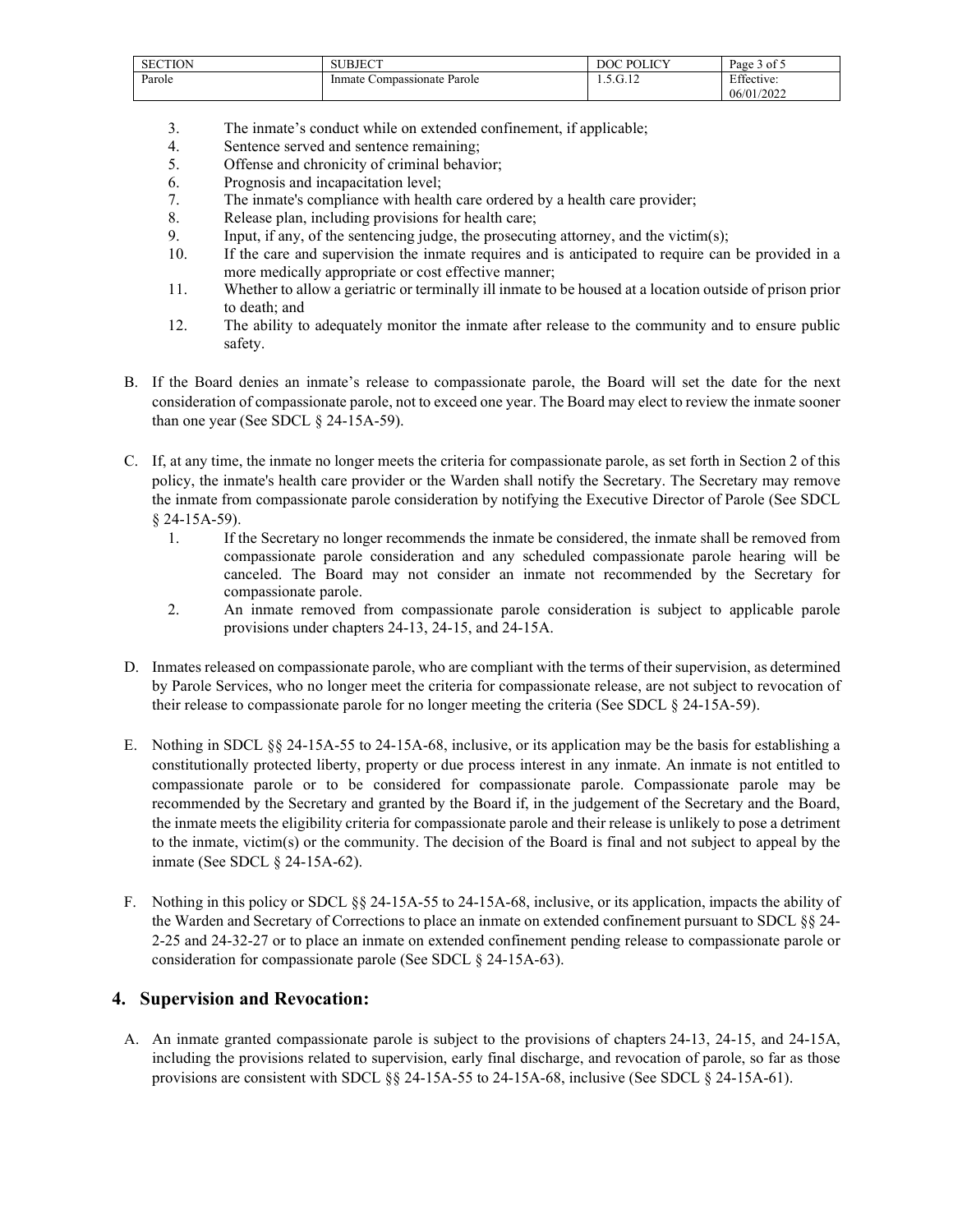3. The inmate's conduct while on extended confinement, if applicable;
4. Sentence served and sentence remaining;
5. Offense and chronicity of criminal behavior;
6. Prognosis and incapacitation level;
7. The inmate's compliance with health care ordered by a health care provider;
8. Release plan, including provisions for health care;
9. Input, if any, of the sentencing judge, the prosecuting attorney, and the victim(s);
10. If the care and supervision the inmate requires and is anticipated to require can be provided in a more medically appropriate or cost effective manner;
11. Whether to allow a geriatric or terminally ill inmate to be housed at a location outside of prison prior to death; and
12. The ability to adequately monitor the inmate after release to the community and to ensure public safety.

B. If the Board denies an inmate's release to compassionate parole, the Board will set the date for the next consideration of compassionate parole, not to exceed one year. The Board may elect to review the inmate sooner than one year (See SDCL § 24-15A-59).

C. If, at any time, the inmate no longer meets the criteria for compassionate parole, as set forth in Section 2 of this policy, the inmate's health care provider or the Warden shall notify the Secretary. The Secretary may remove the inmate from compassionate parole consideration by notifying the Executive Director of Parole (See SDCL § 24-15A-59).

1. If the Secretary no longer recommends the inmate be considered, the inmate shall be removed from compassionate parole consideration and any scheduled compassionate parole hearing will be canceled. The Board may not consider an inmate not recommended by the Secretary for compassionate parole.
2. An inmate removed from compassionate parole consideration is subject to applicable parole provisions under chapters 24-13, 24-15, and 24-15A.

D. Inmates released on compassionate parole, who are compliant with the terms of their supervision, as determined by Parole Services, who no longer meet the criteria for compassionate release, are not subject to revocation of their release to compassionate parole for no longer meeting the criteria (See SDCL § 24-15A-59).

E. Nothing in SDCL §§ 24-15A-55 to 24-15A-68, inclusive, or its application may be the basis for establishing a constitutionally protected liberty, property or due process interest in any inmate. An inmate is not entitled to compassionate parole or to be considered for compassionate parole. Compassionate parole may be recommended by the Secretary and granted by the Board if, in the judgement of the Secretary and the Board, the inmate meets the eligibility criteria for compassionate parole and their release is unlikely to pose a detriment to the inmate, victim(s) or the community. The decision of the Board is final and not subject to appeal by the inmate (See SDCL § 24-15A-62).

F. Nothing in this policy or SDCL §§ 24-15A-55 to 24-15A-68, inclusive, or its application, impacts the ability of the Warden and Secretary of Corrections to place an inmate on extended confinement pursuant to SDCL §§ 24-2-25 and 24-32-27 or to place an inmate on extended confinement pending release to compassionate parole or consideration for compassionate parole (See SDCL § 24-15A-63).

## 4. Supervision and Revocation:

A. An inmate granted compassionate parole is subject to the provisions of chapters 24-13, 24-15, and 24-15A, including the provisions related to supervision, early final discharge, and revocation of parole, so far as those provisions are consistent with SDCL §§ 24-15A-55 to 24-15A-68, inclusive (See SDCL § 24-15A-61).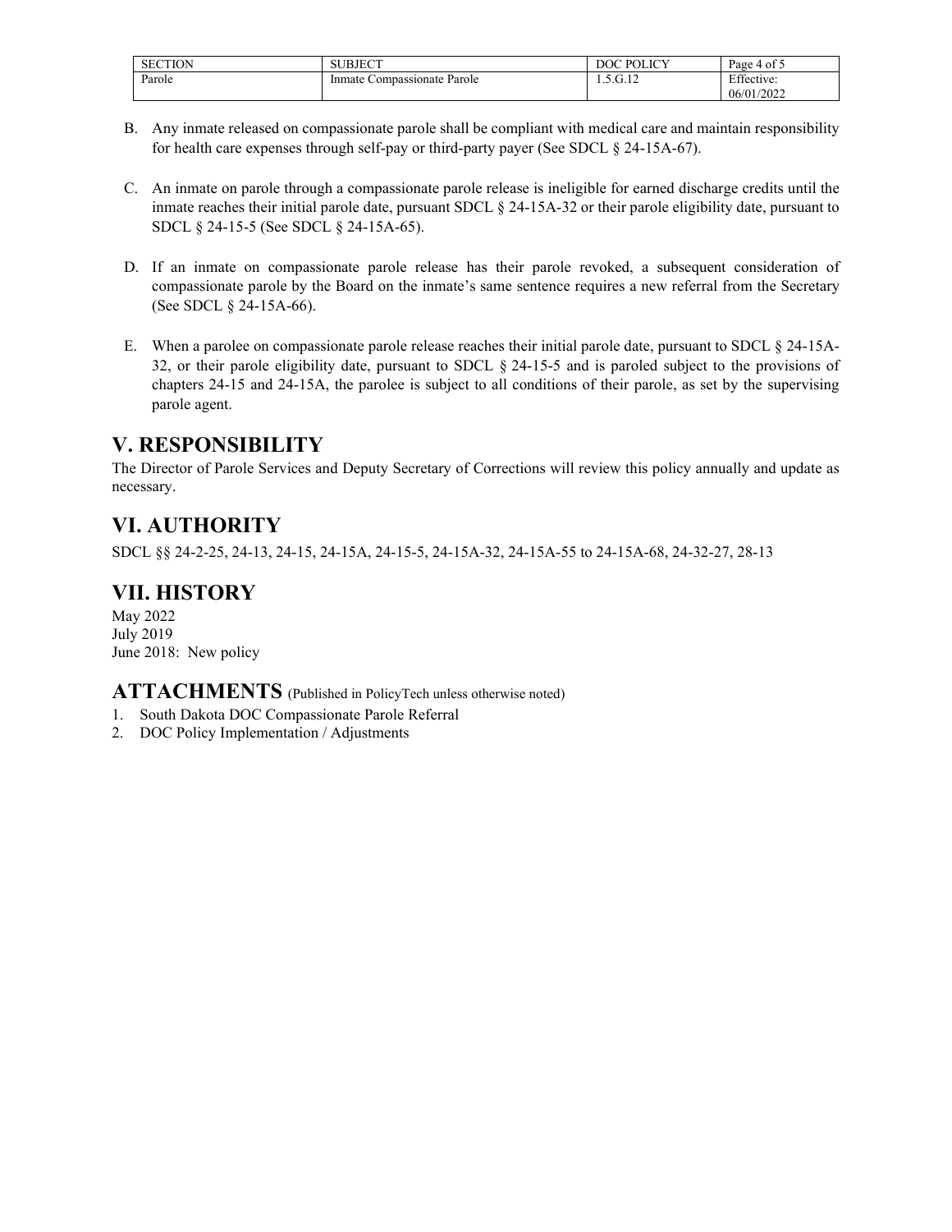B. Any inmate released on compassionate parole shall be compliant with medical care and maintain responsibility for health care expenses through self-pay or third-party payer (See SDCL § 24-15A-67).

C. An inmate on parole through a compassionate parole release is ineligible for earned discharge credits until the inmate reaches their initial parole date, pursuant SDCL § 24-15A-32 or their parole eligibility date, pursuant to SDCL § 24-15-5 (See SDCL § 24-15A-65).

D. If an inmate on compassionate parole release has their parole revoked, a subsequent consideration of compassionate parole by the Board on the inmate's same sentence requires a new referral from the Secretary (See SDCL § 24-15A-66).

E. When a parolee on compassionate parole release reaches their initial parole date, pursuant to SDCL § 24-15A-32, or their parole eligibility date, pursuant to SDCL § 24-15-5 and is paroled subject to the provisions of chapters 24-15 and 24-15A, the parolee is subject to all conditions of their parole, as set by the supervising parole agent.

## V. RESPONSIBILITY

The Director of Parole Services and Deputy Secretary of Corrections will review this policy annually and update as necessary.

## VI. AUTHORITY

SDCL §§ 24-2-25, 24-13, 24-15, 24-15A, 24-15-5, 24-15A-32, 24-15A-55 to 24-15A-68, 24-32-27, 28-13

## VII. HISTORY

May 2022
July 2019
June 2018: New policy

## ATTACHMENTS (Published in PolicyTech unless otherwise noted)

1. South Dakota DOC Compassionate Parole Referral
2. DOC Policy Implementation / Adjustments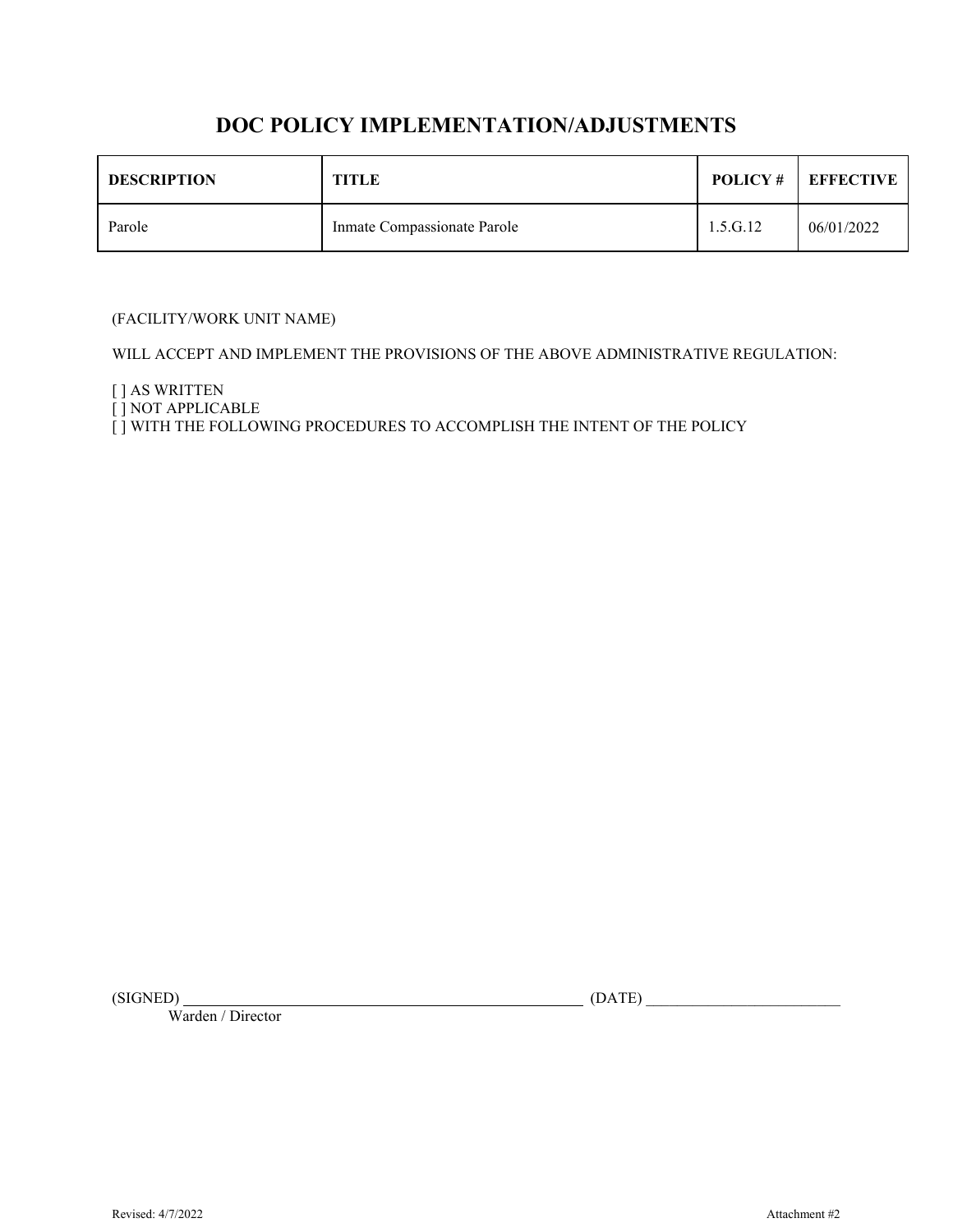# DOC POLICY IMPLEMENTATION/ADJUSTMENTS

| DESCRIPTION | TITLE | POLICY # | EFFECTIVE |
|---|---|---|---|
| Parole | Inmate Compassionate Parole | 1.5.G.12 | 06/01/2022 |

(FACILITY/WORK UNIT NAME)

WILL ACCEPT AND IMPLEMENT THE PROVISIONS OF THE ABOVE ADMINISTRATIVE REGULATION:

[ ] AS WRITTEN
[ ] NOT APPLICABLE
[ ] WITH THE FOLLOWING PROCEDURES TO ACCOMPLISH THE INTENT OF THE POLICY

(SIGNED) ______________________________ (DATE) ______________________
Warden / Director

Revised: 4/7/2022

Attachment #2